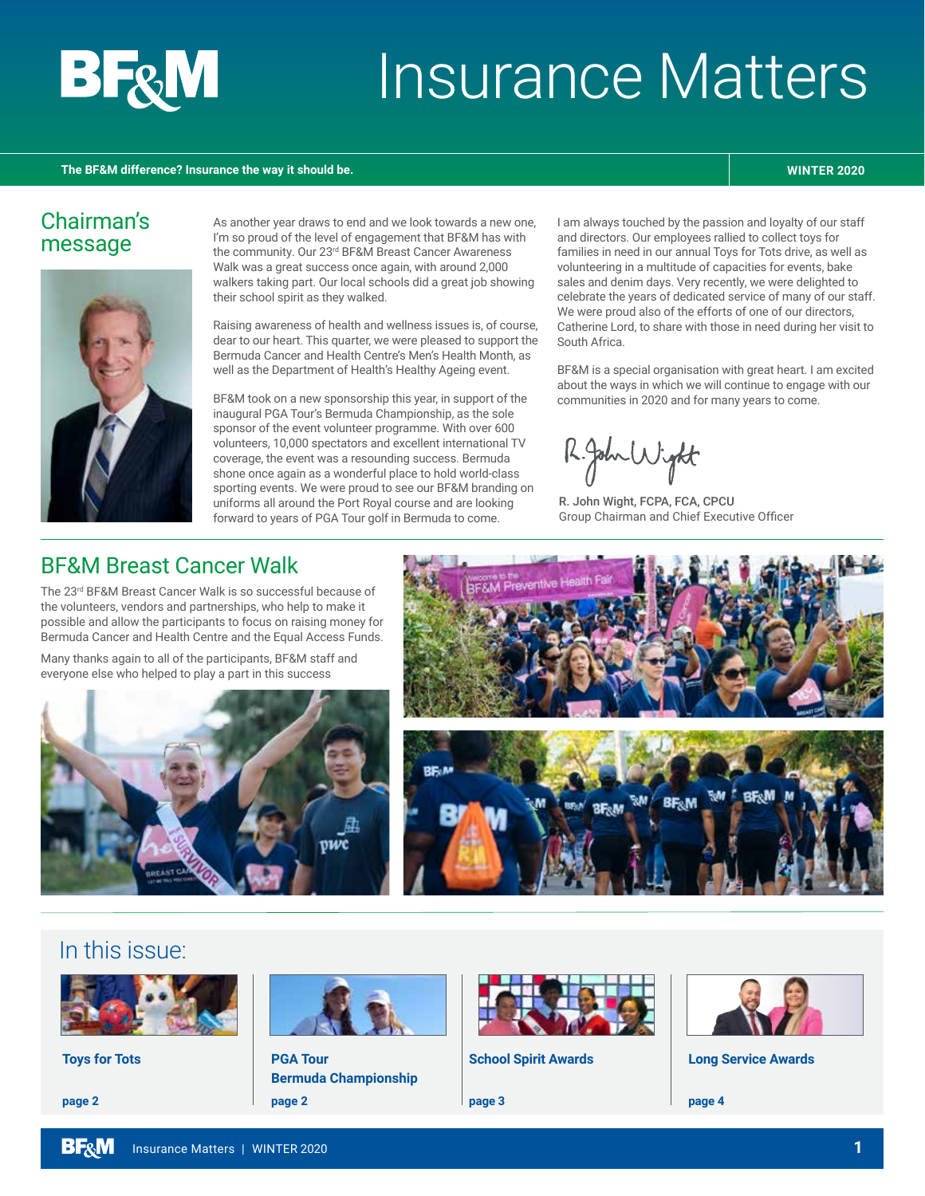# Insurance Matters

**The BF&M difference? Insurance the way it should be.**

**WINTER 2020**

## Chairman's message

As another year draws to end and we look towards a new one, I'm so proud of the level of engagement that BF&M has with the community. Our 23rd BF&M Breast Cancer Awareness Walk was a great success once again, with around 2,000 walkers taking part. Our local schools did a great job showing their school spirit as they walked.

Raising awareness of health and wellness issues is, of course, dear to our heart. This quarter, we were pleased to support the Bermuda Cancer and Health Centre's Men's Health Month, as well as the Department of Health's Healthy Ageing event.

BF&M took on a new sponsorship this year, in support of the inaugural PGA Tour's Bermuda Championship, as the sole sponsor of the event volunteer programme. With over 600 volunteers, 10,000 spectators and excellent international TV coverage, the event was a resounding success. Bermuda shone once again as a wonderful place to hold world-class sporting events. We were proud to see our BF&M branding on uniforms all around the Port Royal course and are looking forward to years of PGA Tour golf in Bermuda to come.

I am always touched by the passion and loyalty of our staff and directors. Our employees rallied to collect toys for families in need in our annual Toys for Tots drive, as well as volunteering in a multitude of capacities for events, bake sales and denim days. Very recently, we were delighted to celebrate the years of dedicated service of many of our staff. We were proud also of the efforts of one of our directors, Catherine Lord, to share with those in need during her visit to South Africa.

BF&M is a special organisation with great heart. I am excited about the ways in which we will continue to engage with our communities in 2020 and for many years to come.

R. John Wight, FCPA, FCA, CPCU
Group Chairman and Chief Executive Officer

## BF&M Breast Cancer Walk

The 23rd BF&M Breast Cancer Walk is so successful because of the volunteers, vendors and partnerships, who help to make it possible and allow the participants to focus on raising money for Bermuda Cancer and Health Centre and the Equal Access Funds.

Many thanks again to all of the participants, BF&M staff and everyone else who helped to play a part in this success

## In this issue:

- **Toys for Tots** — page 2
- **PGA Tour Bermuda Championship** — page 2
- **School Spirit Awards** — page 3
- **Long Service Awards** — page 4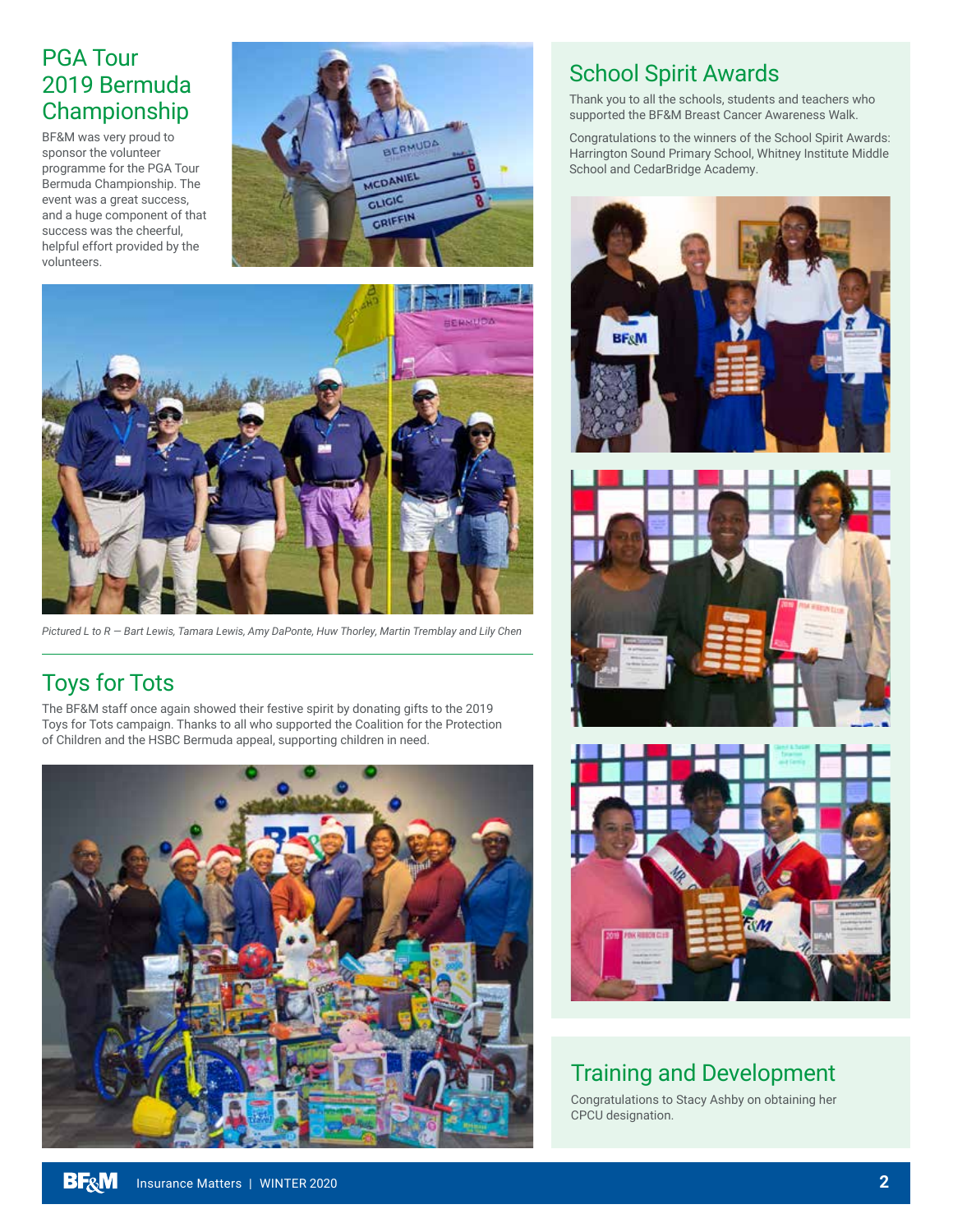## PGA Tour 2019 Bermuda Championship

BF&M was very proud to sponsor the volunteer programme for the PGA Tour Bermuda Championship. The event was a great success, and a huge component of that success was the cheerful, helpful effort provided by the volunteers.

*Pictured L to R — Bart Lewis, Tamara Lewis, Amy DaPonte, Huw Thorley, Martin Tremblay and Lily Chen*

## Toys for Tots

The BF&M staff once again showed their festive spirit by donating gifts to the 2019 Toys for Tots campaign. Thanks to all who supported the Coalition for the Protection of Children and the HSBC Bermuda appeal, supporting children in need.

## School Spirit Awards

Thank you to all the schools, students and teachers who supported the BF&M Breast Cancer Awareness Walk.

Congratulations to the winners of the School Spirit Awards: Harrington Sound Primary School, Whitney Institute Middle School and CedarBridge Academy.

## Training and Development

Congratulations to Stacy Ashby on obtaining her CPCU designation.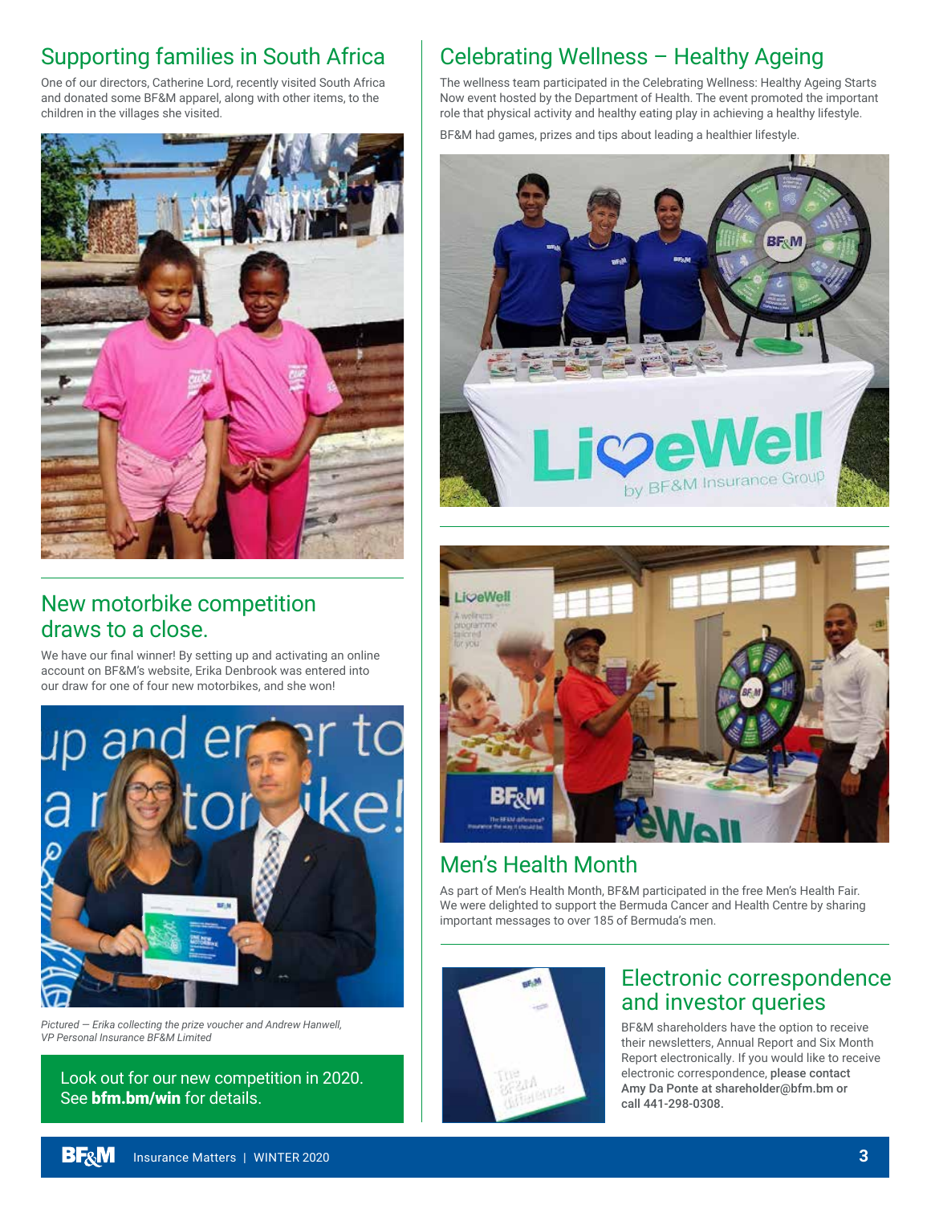## Supporting families in South Africa

One of our directors, Catherine Lord, recently visited South Africa and donated some BF&M apparel, along with other items, to the children in the villages she visited.

## New motorbike competition draws to a close.

We have our final winner! By setting up and activating an online account on BF&M's website, Erika Denbrook was entered into our draw for one of four new motorbikes, and she won!

*Pictured — Erika collecting the prize voucher and Andrew Hanwell, VP Personal Insurance BF&M Limited*

Look out for our new competition in 2020. See **bfm.bm/win** for details.

## Celebrating Wellness – Healthy Ageing

The wellness team participated in the Celebrating Wellness: Healthy Ageing Starts Now event hosted by the Department of Health. The event promoted the important role that physical activity and healthy eating play in achieving a healthy lifestyle.

BF&M had games, prizes and tips about leading a healthier lifestyle.

## Men's Health Month

As part of Men's Health Month, BF&M participated in the free Men's Health Fair. We were delighted to support the Bermuda Cancer and Health Centre by sharing important messages to over 185 of Bermuda's men.

## Electronic correspondence and investor queries

BF&M shareholders have the option to receive their newsletters, Annual Report and Six Month Report electronically. If you would like to receive electronic correspondence, **please contact Amy Da Ponte at shareholder@bfm.bm or call 441-298-0308.**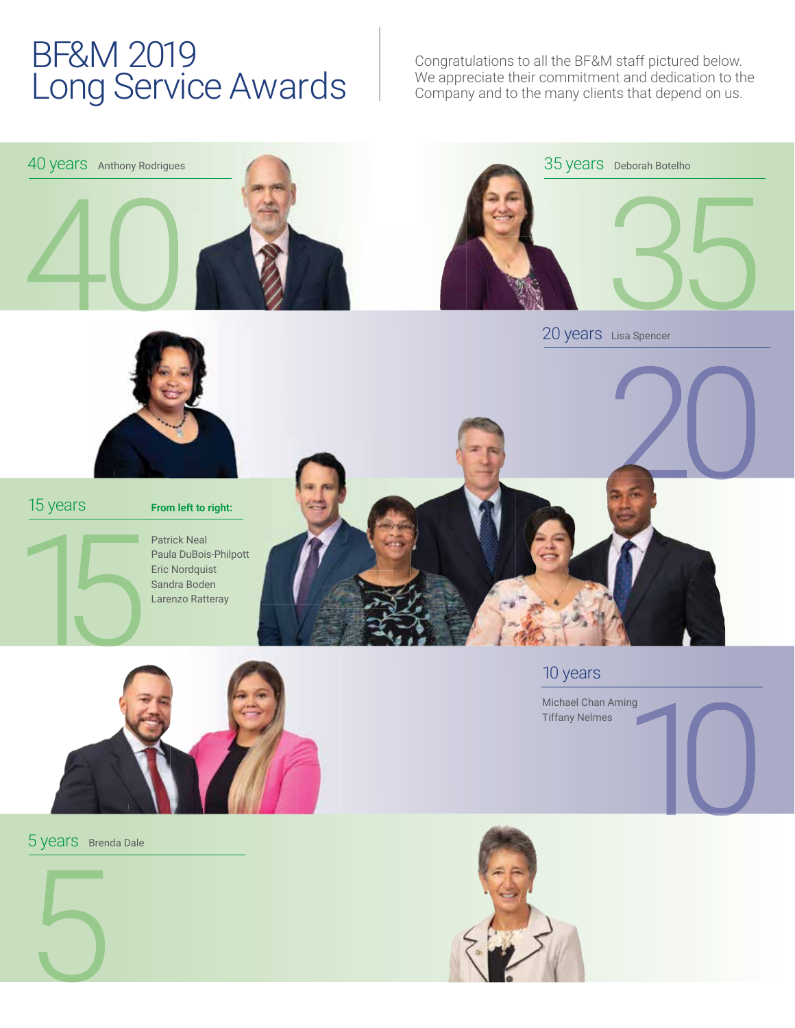# BF&M 2019 Long Service Awards

Congratulations to all the BF&M staff pictured below. We appreciate their commitment and dedication to the Company and to the many clients that depend on us.

## 40 years

Anthony Rodrigues

## 35 years

Deborah Botelho

## 20 years

Lisa Spencer

## 15 years

**From left to right:**

Patrick Neal
Paula DuBois-Philpott
Eric Nordquist
Sandra Boden
Larenzo Ratteray

## 10 years

Michael Chan Aming
Tiffany Nelmes

## 5 years

Brenda Dale